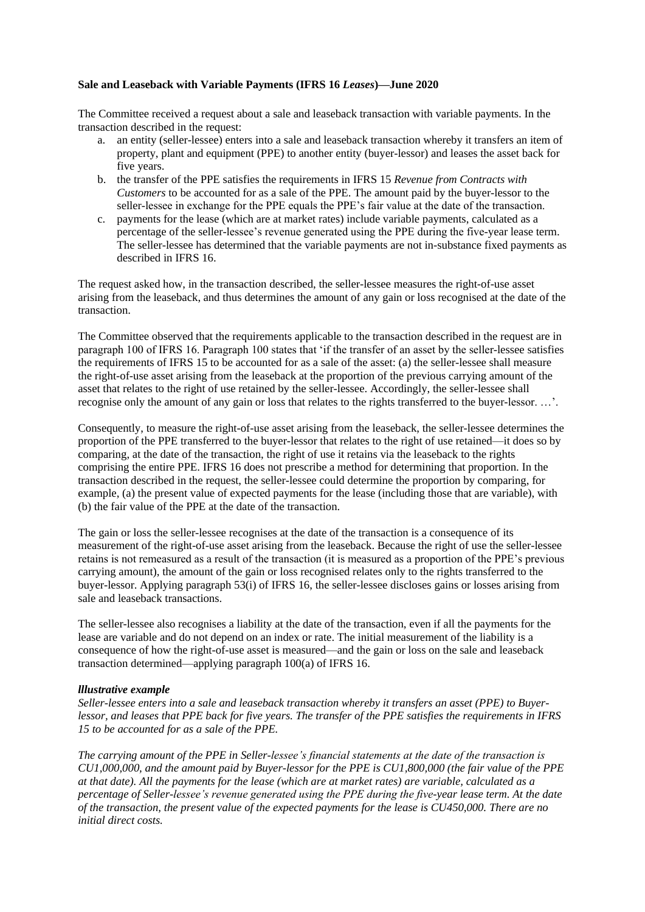**Sale and Leaseback with Variable Payments (IFRS 16 *Leases*)—June 2020**

The Committee received a request about a sale and leaseback transaction with variable payments. In the transaction described in the request:

a. an entity (seller-lessee) enters into a sale and leaseback transaction whereby it transfers an item of property, plant and equipment (PPE) to another entity (buyer-lessor) and leases the asset back for five years.
b. the transfer of the PPE satisfies the requirements in IFRS 15 *Revenue from Contracts with Customers* to be accounted for as a sale of the PPE. The amount paid by the buyer-lessor to the seller-lessee in exchange for the PPE equals the PPE's fair value at the date of the transaction.
c. payments for the lease (which are at market rates) include variable payments, calculated as a percentage of the seller-lessee's revenue generated using the PPE during the five-year lease term. The seller-lessee has determined that the variable payments are not in-substance fixed payments as described in IFRS 16.

The request asked how, in the transaction described, the seller-lessee measures the right-of-use asset arising from the leaseback, and thus determines the amount of any gain or loss recognised at the date of the transaction.

The Committee observed that the requirements applicable to the transaction described in the request are in paragraph 100 of IFRS 16. Paragraph 100 states that 'if the transfer of an asset by the seller-lessee satisfies the requirements of IFRS 15 to be accounted for as a sale of the asset: (a) the seller-lessee shall measure the right-of-use asset arising from the leaseback at the proportion of the previous carrying amount of the asset that relates to the right of use retained by the seller-lessee. Accordingly, the seller-lessee shall recognise only the amount of any gain or loss that relates to the rights transferred to the buyer-lessor. …'.

Consequently, to measure the right-of-use asset arising from the leaseback, the seller-lessee determines the proportion of the PPE transferred to the buyer-lessor that relates to the right of use retained—it does so by comparing, at the date of the transaction, the right of use it retains via the leaseback to the rights comprising the entire PPE. IFRS 16 does not prescribe a method for determining that proportion. In the transaction described in the request, the seller-lessee could determine the proportion by comparing, for example, (a) the present value of expected payments for the lease (including those that are variable), with (b) the fair value of the PPE at the date of the transaction.

The gain or loss the seller-lessee recognises at the date of the transaction is a consequence of its measurement of the right-of-use asset arising from the leaseback. Because the right of use the seller-lessee retains is not remeasured as a result of the transaction (it is measured as a proportion of the PPE's previous carrying amount), the amount of the gain or loss recognised relates only to the rights transferred to the buyer-lessor. Applying paragraph 53(i) of IFRS 16, the seller-lessee discloses gains or losses arising from sale and leaseback transactions.

The seller-lessee also recognises a liability at the date of the transaction, even if all the payments for the lease are variable and do not depend on an index or rate. The initial measurement of the liability is a consequence of how the right-of-use asset is measured—and the gain or loss on the sale and leaseback transaction determined—applying paragraph 100(a) of IFRS 16.

***Illustrative example***

*Seller-lessee enters into a sale and leaseback transaction whereby it transfers an asset (PPE) to Buyer-lessor, and leases that PPE back for five years. The transfer of the PPE satisfies the requirements in IFRS 15 to be accounted for as a sale of the PPE.*

*The carrying amount of the PPE in Seller-lessee's financial statements at the date of the transaction is CU1,000,000, and the amount paid by Buyer-lessor for the PPE is CU1,800,000 (the fair value of the PPE at that date). All the payments for the lease (which are at market rates) are variable, calculated as a percentage of Seller-lessee's revenue generated using the PPE during the five-year lease term. At the date of the transaction, the present value of the expected payments for the lease is CU450,000. There are no initial direct costs.*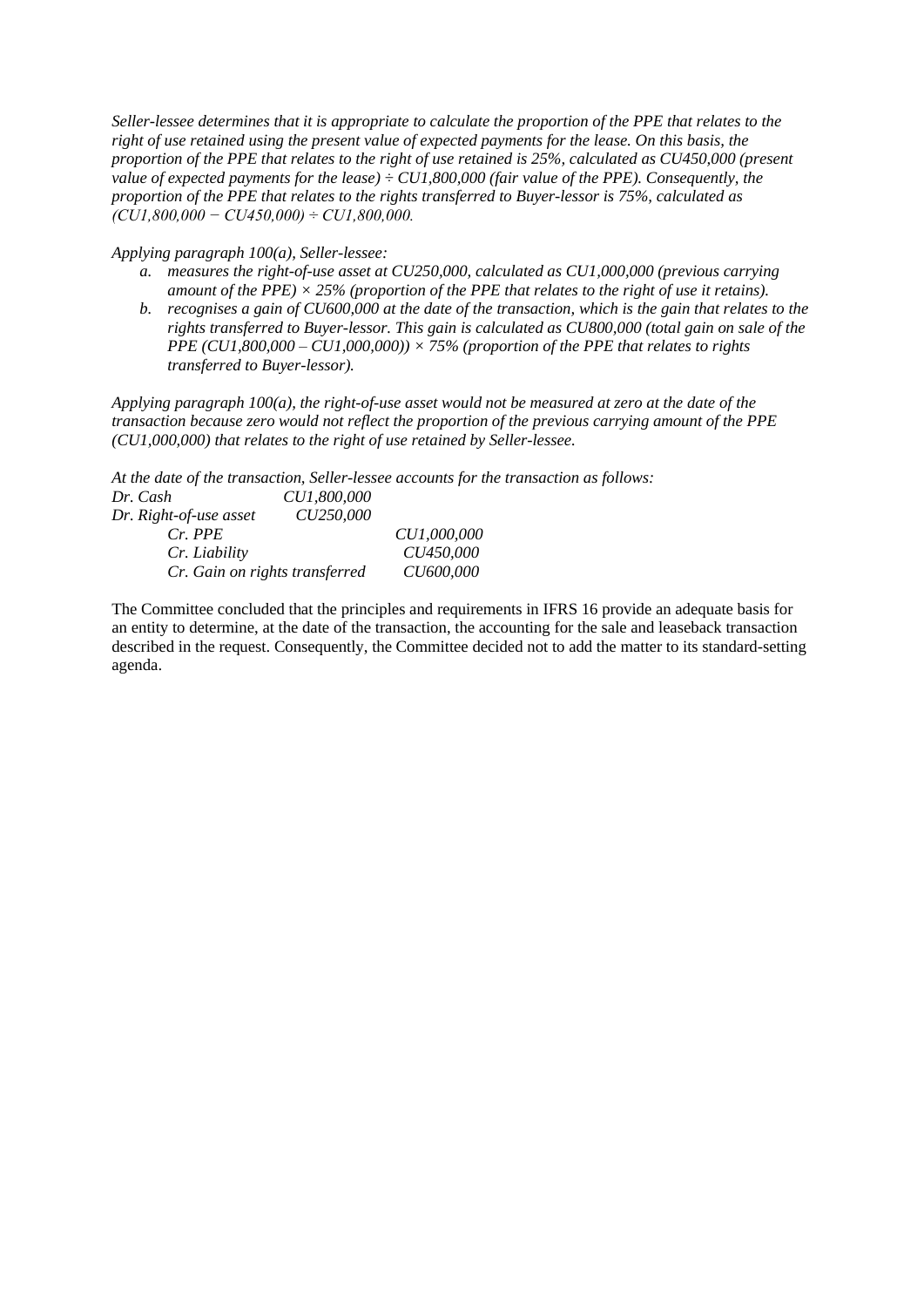*Seller-lessee determines that it is appropriate to calculate the proportion of the PPE that relates to the right of use retained using the present value of expected payments for the lease. On this basis, the proportion of the PPE that relates to the right of use retained is 25%, calculated as CU450,000 (present value of expected payments for the lease) ÷ CU1,800,000 (fair value of the PPE). Consequently, the proportion of the PPE that relates to the rights transferred to Buyer-lessor is 75%, calculated as (CU1,800,000 − CU450,000) ÷ CU1,800,000.*

*Applying paragraph 100(a), Seller-lessee:*

a. *measures the right-of-use asset at CU250,000, calculated as CU1,000,000 (previous carrying amount of the PPE) × 25% (proportion of the PPE that relates to the right of use it retains).*
b. *recognises a gain of CU600,000 at the date of the transaction, which is the gain that relates to the rights transferred to Buyer-lessor. This gain is calculated as CU800,000 (total gain on sale of the PPE (CU1,800,000 – CU1,000,000)) × 75% (proportion of the PPE that relates to rights transferred to Buyer-lessor).*

*Applying paragraph 100(a), the right-of-use asset would not be measured at zero at the date of the transaction because zero would not reflect the proportion of the previous carrying amount of the PPE (CU1,000,000) that relates to the right of use retained by Seller-lessee.*

*At the date of the transaction, Seller-lessee accounts for the transaction as follows:*

| | | |
|---|---|---|
| *Dr. Cash* | *CU1,800,000* | |
| *Dr. Right-of-use asset* | *CU250,000* | |
| *Cr. PPE* | | *CU1,000,000* |
| *Cr. Liability* | | *CU450,000* |
| *Cr. Gain on rights transferred* | | *CU600,000* |

The Committee concluded that the principles and requirements in IFRS 16 provide an adequate basis for an entity to determine, at the date of the transaction, the accounting for the sale and leaseback transaction described in the request. Consequently, the Committee decided not to add the matter to its standard-setting agenda.